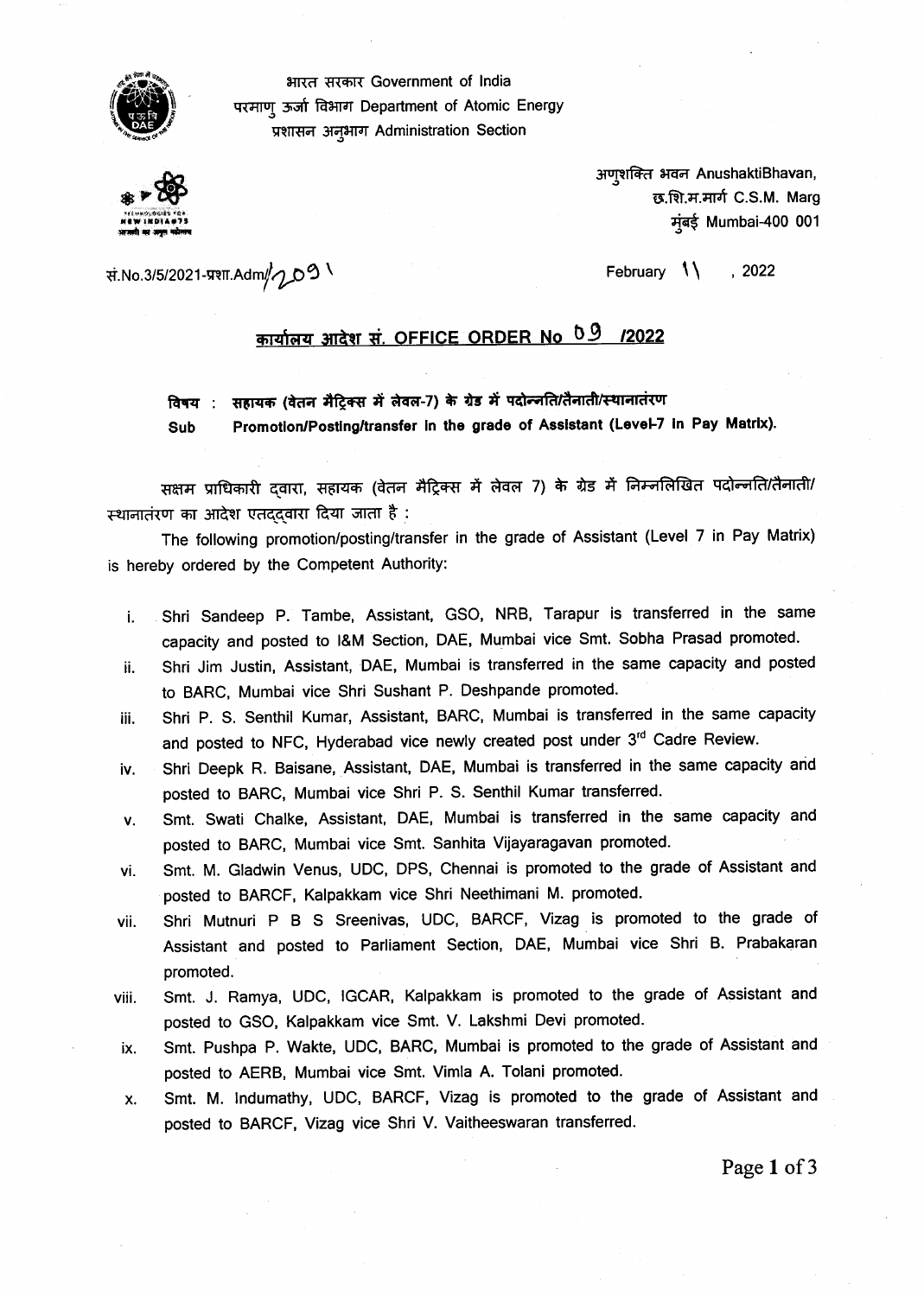भारत सरकार Government of India
परमाणु ऊर्जा विभाग Department of Atomic Energy
प्रशासन अनुभाग Administration Section

अणुशक्ति भवन AnushaktiBhavan,
छ.शि.म.मार्ग C.S.M. Marg
मुंबई Mumbai-400 001

सं.No.3/5/2021-प्रशा.Adm/2091

February 11, 2022

## कार्यालय आदेश सं. OFFICE ORDER No 09 /2022

**विषय : सहायक (वेतन मैट्रिक्स में लेवल-7) के ग्रेड में पदोन्नति/तैनाती/स्थानातंरण**

**Sub Promotion/Posting/transfer in the grade of Assistant (Level-7 in Pay Matrix).**

सक्षम प्राधिकारी द्वारा, सहायक (वेतन मैट्रिक्स में लेवल 7) के ग्रेड में निम्नलिखित पदोन्नति/तैनाती/स्थानातंरण का आदेश एतद्द्वारा दिया जाता है :

The following promotion/posting/transfer in the grade of Assistant (Level 7 in Pay Matrix) is hereby ordered by the Competent Authority:

i. Shri Sandeep P. Tambe, Assistant, GSO, NRB, Tarapur is transferred in the same capacity and posted to I&M Section, DAE, Mumbai vice Smt. Sobha Prasad promoted.

ii. Shri Jim Justin, Assistant, DAE, Mumbai is transferred in the same capacity and posted to BARC, Mumbai vice Shri Sushant P. Deshpande promoted.

iii. Shri P. S. Senthil Kumar, Assistant, BARC, Mumbai is transferred in the same capacity and posted to NFC, Hyderabad vice newly created post under 3rd Cadre Review.

iv. Shri Deepk R. Baisane, Assistant, DAE, Mumbai is transferred in the same capacity and posted to BARC, Mumbai vice Shri P. S. Senthil Kumar transferred.

v. Smt. Swati Chalke, Assistant, DAE, Mumbai is transferred in the same capacity and posted to BARC, Mumbai vice Smt. Sanhita Vijayaragavan promoted.

vi. Smt. M. Gladwin Venus, UDC, DPS, Chennai is promoted to the grade of Assistant and posted to BARCF, Kalpakkam vice Shri Neethimani M. promoted.

vii. Shri Mutnuri P B S Sreenivas, UDC, BARCF, Vizag is promoted to the grade of Assistant and posted to Parliament Section, DAE, Mumbai vice Shri B. Prabakaran promoted.

viii. Smt. J. Ramya, UDC, IGCAR, Kalpakkam is promoted to the grade of Assistant and posted to GSO, Kalpakkam vice Smt. V. Lakshmi Devi promoted.

ix. Smt. Pushpa P. Wakte, UDC, BARC, Mumbai is promoted to the grade of Assistant and posted to AERB, Mumbai vice Smt. Vimla A. Tolani promoted.

x. Smt. M. Indumathy, UDC, BARCF, Vizag is promoted to the grade of Assistant and posted to BARCF, Vizag vice Shri V. Vaitheeswaran transferred.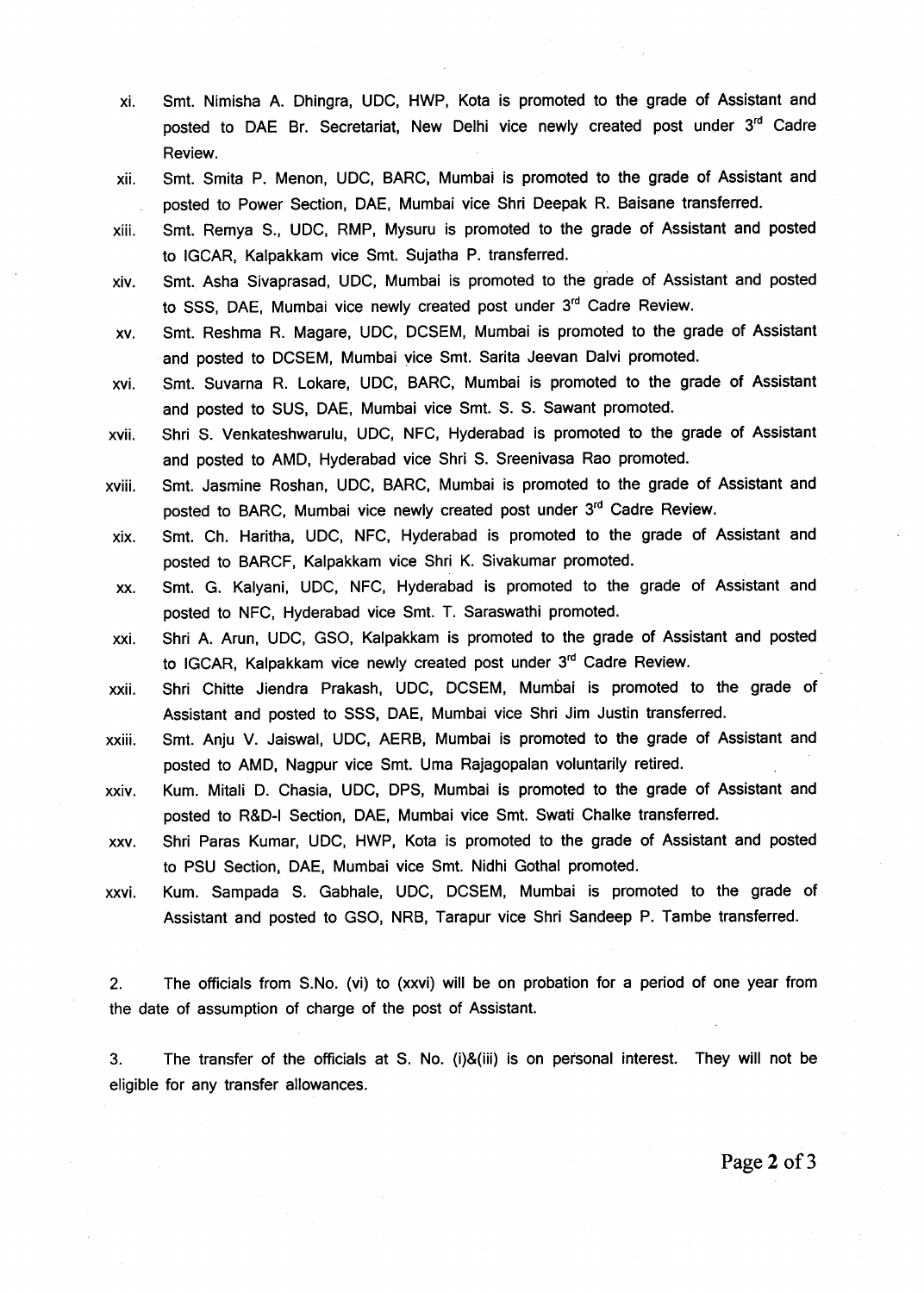xi. Smt. Nimisha A. Dhingra, UDC, HWP, Kota is promoted to the grade of Assistant and posted to DAE Br. Secretariat, New Delhi vice newly created post under 3rd Cadre Review.

xii. Smt. Smita P. Menon, UDC, BARC, Mumbai is promoted to the grade of Assistant and posted to Power Section, DAE, Mumbai vice Shri Deepak R. Baisane transferred.

xiii. Smt. Remya S., UDC, RMP, Mysuru is promoted to the grade of Assistant and posted to IGCAR, Kalpakkam vice Smt. Sujatha P. transferred.

xiv. Smt. Asha Sivaprasad, UDC, Mumbai is promoted to the grade of Assistant and posted to SSS, DAE, Mumbai vice newly created post under 3rd Cadre Review.

xv. Smt. Reshma R. Magare, UDC, DCSEM, Mumbai is promoted to the grade of Assistant and posted to DCSEM, Mumbai vice Smt. Sarita Jeevan Dalvi promoted.

xvi. Smt. Suvarna R. Lokare, UDC, BARC, Mumbai is promoted to the grade of Assistant and posted to SUS, DAE, Mumbai vice Smt. S. S. Sawant promoted.

xvii. Shri S. Venkateshwarulu, UDC, NFC, Hyderabad is promoted to the grade of Assistant and posted to AMD, Hyderabad vice Shri S. Sreenivasa Rao promoted.

xviii. Smt. Jasmine Roshan, UDC, BARC, Mumbai is promoted to the grade of Assistant and posted to BARC, Mumbai vice newly created post under 3rd Cadre Review.

xix. Smt. Ch. Haritha, UDC, NFC, Hyderabad is promoted to the grade of Assistant and posted to BARCF, Kalpakkam vice Shri K. Sivakumar promoted.

xx. Smt. G. Kalyani, UDC, NFC, Hyderabad is promoted to the grade of Assistant and posted to NFC, Hyderabad vice Smt. T. Saraswathi promoted.

xxi. Shri A. Arun, UDC, GSO, Kalpakkam is promoted to the grade of Assistant and posted to IGCAR, Kalpakkam vice newly created post under 3rd Cadre Review.

xxii. Shri Chitte Jiendra Prakash, UDC, DCSEM, Mumbai is promoted to the grade of Assistant and posted to SSS, DAE, Mumbai vice Shri Jim Justin transferred.

xxiii. Smt. Anju V. Jaiswal, UDC, AERB, Mumbai is promoted to the grade of Assistant and posted to AMD, Nagpur vice Smt. Uma Rajagopalan voluntarily retired.

xxiv. Kum. Mitali D. Chasia, UDC, DPS, Mumbai is promoted to the grade of Assistant and posted to R&D-I Section, DAE, Mumbai vice Smt. Swati Chalke transferred.

xxv. Shri Paras Kumar, UDC, HWP, Kota is promoted to the grade of Assistant and posted to PSU Section, DAE, Mumbai vice Smt. Nidhi Gothal promoted.

xxvi. Kum. Sampada S. Gabhale, UDC, DCSEM, Mumbai is promoted to the grade of Assistant and posted to GSO, NRB, Tarapur vice Shri Sandeep P. Tambe transferred.

2. The officials from S.No. (vi) to (xxvi) will be on probation for a period of one year from the date of assumption of charge of the post of Assistant.

3. The transfer of the officials at S. No. (i)&(iii) is on personal interest. They will not be eligible for any transfer allowances.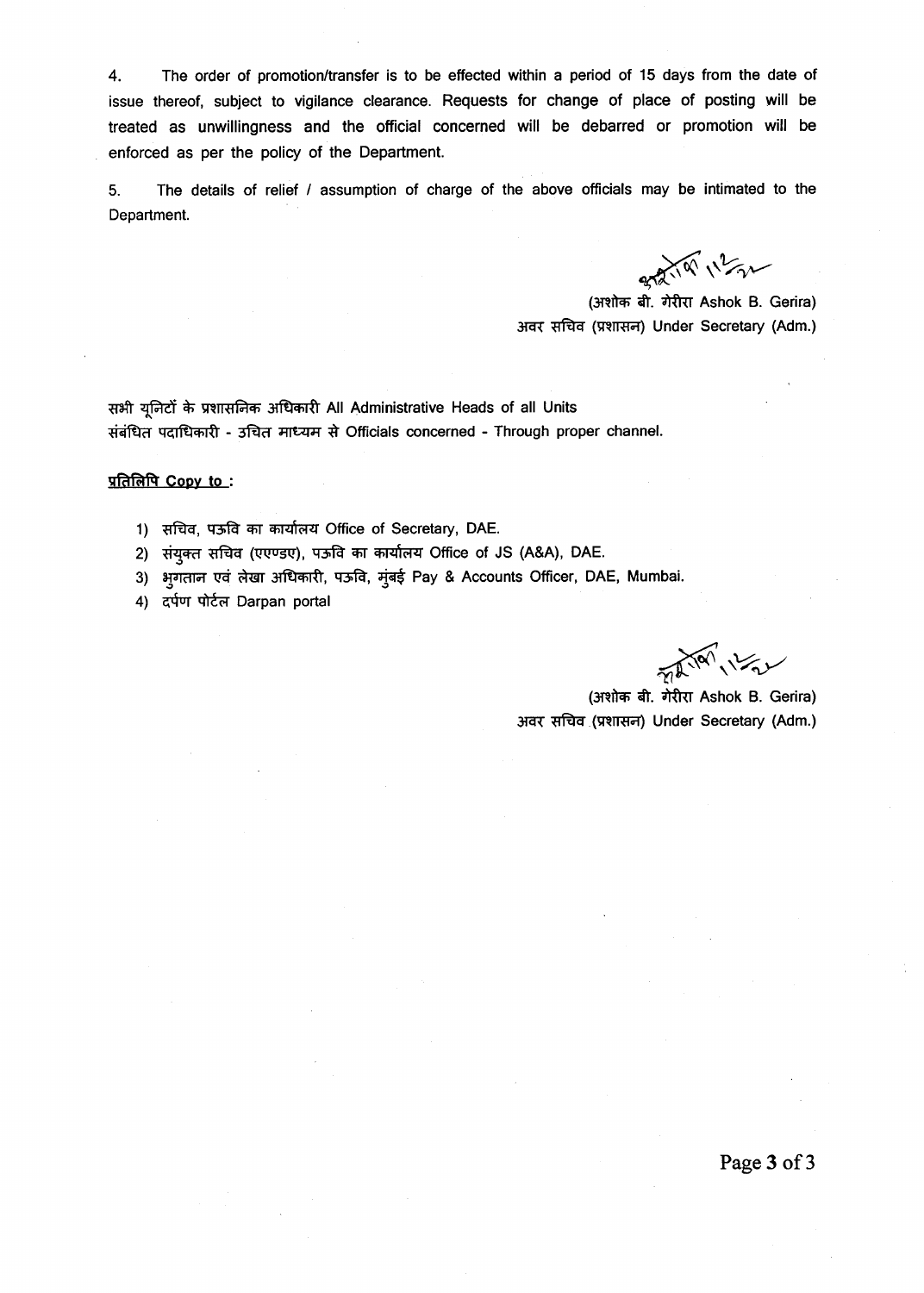4. The order of promotion/transfer is to be effected within a period of 15 days from the date of issue thereof, subject to vigilance clearance. Requests for change of place of posting will be treated as unwillingness and the official concerned will be debarred or promotion will be enforced as per the policy of the Department.

5. The details of relief / assumption of charge of the above officials may be intimated to the Department.

(अशोक बी. गेरीरा Ashok B. Gerira)
अवर सचिव (प्रशासन) Under Secretary (Adm.)

सभी यूनिटों के प्रशासनिक अधिकारी All Administrative Heads of all Units
संबंधित पदाधिकारी - उचित माध्यम से Officials concerned - Through proper channel.

**प्रतिलिपि Copy to :**

1) सचिव, पऊवि का कार्यालय Office of Secretary, DAE.
2) संयुक्त सचिव (एएण्डए), पऊवि का कार्यालय Office of JS (A&A), DAE.
3) भुगतान एवं लेखा अधिकारी, पऊवि, मुंबई Pay & Accounts Officer, DAE, Mumbai.
4) दर्पण पोर्टल Darpan portal

(अशोक बी. गेरीरा Ashok B. Gerira)
अवर सचिव (प्रशासन) Under Secretary (Adm.)